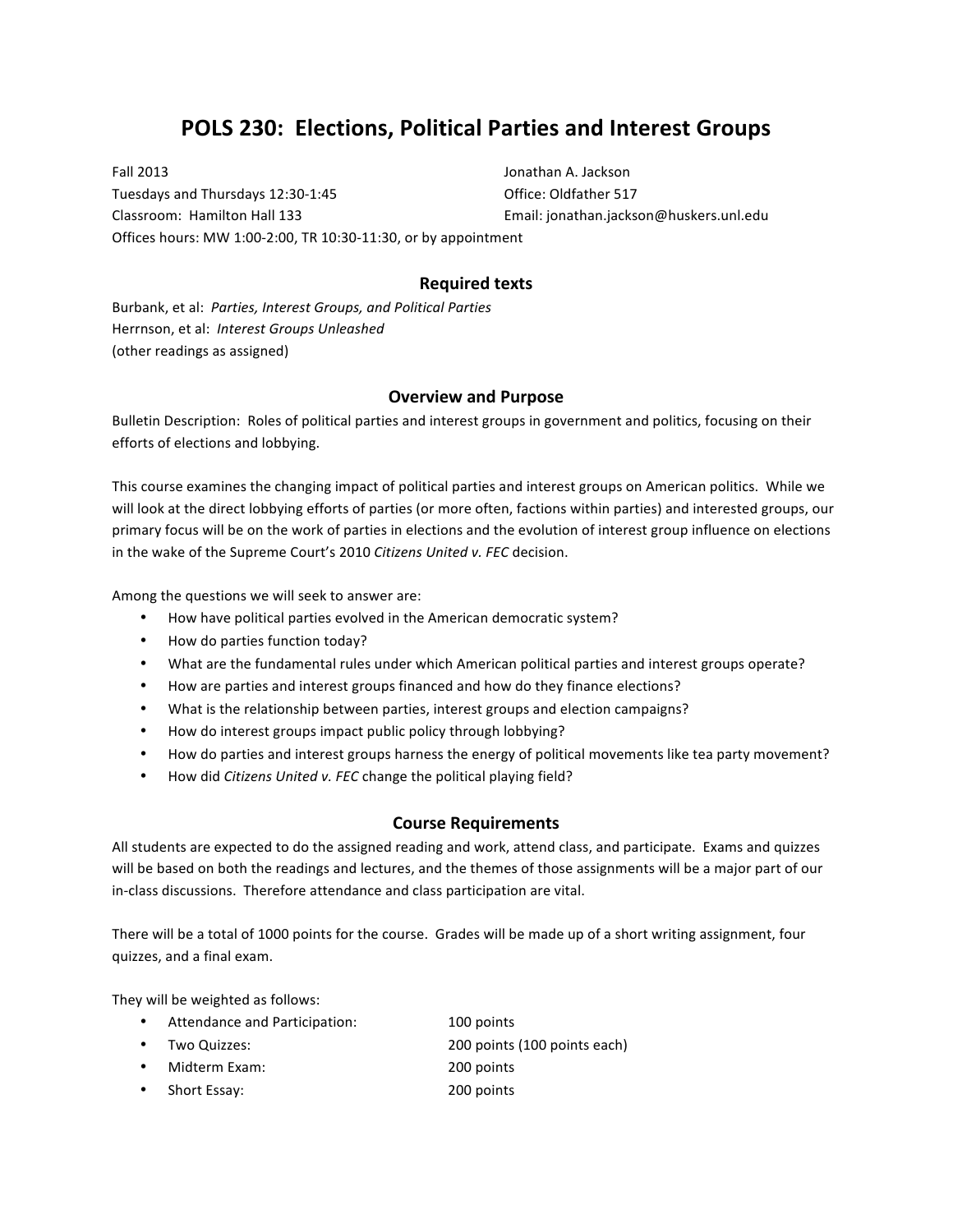# POLS 230: Elections, Political Parties and Interest Groups

Fall 2013
Tuesdays and Thursdays 12:30-1:45
Classroom: Hamilton Hall 133
Offices hours: MW 1:00-2:00, TR 10:30-11:30, or by appointment

Jonathan A. Jackson
Office: Oldfather 517
Email: jonathan.jackson@huskers.unl.edu

## Required texts

Burbank, et al: *Parties, Interest Groups, and Political Parties*
Herrnson, et al: *Interest Groups Unleashed*
(other readings as assigned)

## Overview and Purpose

Bulletin Description: Roles of political parties and interest groups in government and politics, focusing on their efforts of elections and lobbying.

This course examines the changing impact of political parties and interest groups on American politics. While we will look at the direct lobbying efforts of parties (or more often, factions within parties) and interested groups, our primary focus will be on the work of parties in elections and the evolution of interest group influence on elections in the wake of the Supreme Court's 2010 *Citizens United v. FEC* decision.

Among the questions we will seek to answer are:

- How have political parties evolved in the American democratic system?
- How do parties function today?
- What are the fundamental rules under which American political parties and interest groups operate?
- How are parties and interest groups financed and how do they finance elections?
- What is the relationship between parties, interest groups and election campaigns?
- How do interest groups impact public policy through lobbying?
- How do parties and interest groups harness the energy of political movements like tea party movement?
- How did *Citizens United v. FEC* change the political playing field?

## Course Requirements

All students are expected to do the assigned reading and work, attend class, and participate. Exams and quizzes will be based on both the readings and lectures, and the themes of those assignments will be a major part of our in-class discussions. Therefore attendance and class participation are vital.

There will be a total of 1000 points for the course. Grades will be made up of a short writing assignment, four quizzes, and a final exam.

They will be weighted as follows:

- Attendance and Participation: 100 points
- Two Quizzes: 200 points (100 points each)
- Midterm Exam: 200 points
- Short Essay: 200 points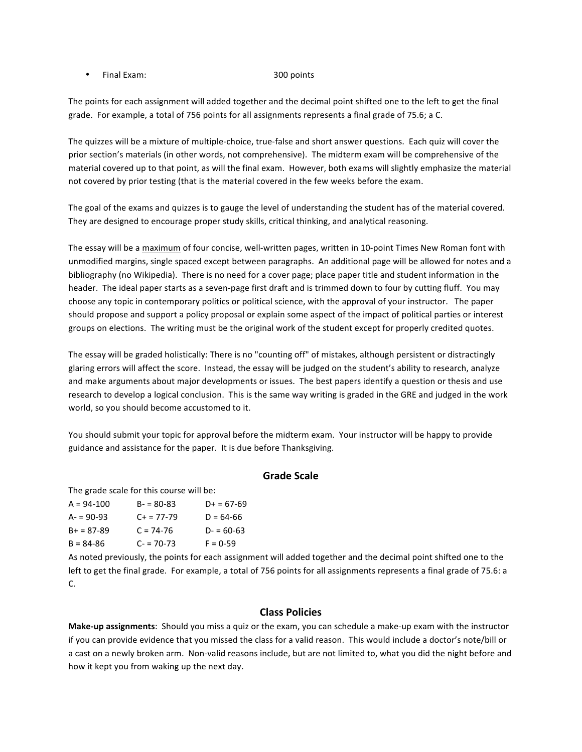- Final Exam: 300 points

The points for each assignment will added together and the decimal point shifted one to the left to get the final grade. For example, a total of 756 points for all assignments represents a final grade of 75.6; a C.

The quizzes will be a mixture of multiple-choice, true-false and short answer questions. Each quiz will cover the prior section's materials (in other words, not comprehensive). The midterm exam will be comprehensive of the material covered up to that point, as will the final exam. However, both exams will slightly emphasize the material not covered by prior testing (that is the material covered in the few weeks before the exam.

The goal of the exams and quizzes is to gauge the level of understanding the student has of the material covered. They are designed to encourage proper study skills, critical thinking, and analytical reasoning.

The essay will be a maximum of four concise, well-written pages, written in 10-point Times New Roman font with unmodified margins, single spaced except between paragraphs. An additional page will be allowed for notes and a bibliography (no Wikipedia). There is no need for a cover page; place paper title and student information in the header. The ideal paper starts as a seven-page first draft and is trimmed down to four by cutting fluff. You may choose any topic in contemporary politics or political science, with the approval of your instructor. The paper should propose and support a policy proposal or explain some aspect of the impact of political parties or interest groups on elections. The writing must be the original work of the student except for properly credited quotes.

The essay will be graded holistically: There is no "counting off" of mistakes, although persistent or distractingly glaring errors will affect the score. Instead, the essay will be judged on the student's ability to research, analyze and make arguments about major developments or issues. The best papers identify a question or thesis and use research to develop a logical conclusion. This is the same way writing is graded in the GRE and judged in the work world, so you should become accustomed to it.

You should submit your topic for approval before the midterm exam. Your instructor will be happy to provide guidance and assistance for the paper. It is due before Thanksgiving.

## Grade Scale

The grade scale for this course will be:

| | | |
|---|---|---|
| A = 94-100 | B- = 80-83 | D+ = 67-69 |
| A- = 90-93 | C+ = 77-79 | D = 64-66 |
| B+ = 87-89 | C = 74-76 | D- = 60-63 |
| B = 84-86 | C- = 70-73 | F = 0-59 |

As noted previously, the points for each assignment will added together and the decimal point shifted one to the left to get the final grade. For example, a total of 756 points for all assignments represents a final grade of 75.6: a C.

## Class Policies

**Make-up assignments**: Should you miss a quiz or the exam, you can schedule a make-up exam with the instructor if you can provide evidence that you missed the class for a valid reason. This would include a doctor's note/bill or a cast on a newly broken arm. Non-valid reasons include, but are not limited to, what you did the night before and how it kept you from waking up the next day.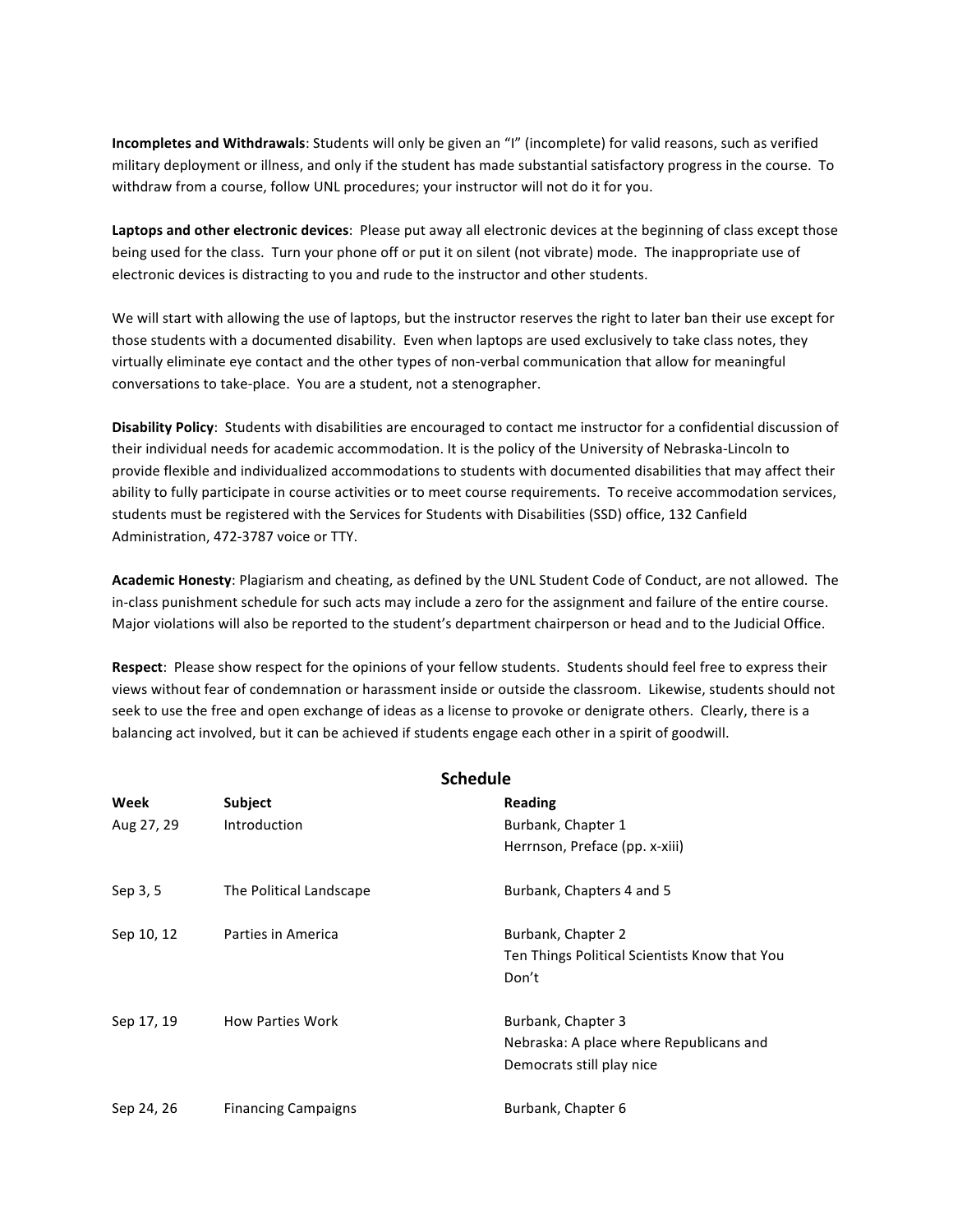**Incompletes and Withdrawals**: Students will only be given an "I" (incomplete) for valid reasons, such as verified military deployment or illness, and only if the student has made substantial satisfactory progress in the course. To withdraw from a course, follow UNL procedures; your instructor will not do it for you.

**Laptops and other electronic devices**: Please put away all electronic devices at the beginning of class except those being used for the class. Turn your phone off or put it on silent (not vibrate) mode. The inappropriate use of electronic devices is distracting to you and rude to the instructor and other students.

We will start with allowing the use of laptops, but the instructor reserves the right to later ban their use except for those students with a documented disability. Even when laptops are used exclusively to take class notes, they virtually eliminate eye contact and the other types of non-verbal communication that allow for meaningful conversations to take-place. You are a student, not a stenographer.

**Disability Policy**: Students with disabilities are encouraged to contact me instructor for a confidential discussion of their individual needs for academic accommodation. It is the policy of the University of Nebraska-Lincoln to provide flexible and individualized accommodations to students with documented disabilities that may affect their ability to fully participate in course activities or to meet course requirements. To receive accommodation services, students must be registered with the Services for Students with Disabilities (SSD) office, 132 Canfield Administration, 472-3787 voice or TTY.

**Academic Honesty**: Plagiarism and cheating, as defined by the UNL Student Code of Conduct, are not allowed. The in-class punishment schedule for such acts may include a zero for the assignment and failure of the entire course. Major violations will also be reported to the student's department chairperson or head and to the Judicial Office.

**Respect**: Please show respect for the opinions of your fellow students. Students should feel free to express their views without fear of condemnation or harassment inside or outside the classroom. Likewise, students should not seek to use the free and open exchange of ideas as a license to provoke or denigrate others. Clearly, there is a balancing act involved, but it can be achieved if students engage each other in a spirit of goodwill.

## Schedule

| Week | Subject | Reading |
|---|---|---|
| Aug 27, 29 | Introduction | Burbank, Chapter 1<br>Herrnson, Preface (pp. x-xiii) |
| Sep 3, 5 | The Political Landscape | Burbank, Chapters 4 and 5 |
| Sep 10, 12 | Parties in America | Burbank, Chapter 2<br>Ten Things Political Scientists Know that You Don't |
| Sep 17, 19 | How Parties Work | Burbank, Chapter 3<br>Nebraska: A place where Republicans and Democrats still play nice |
| Sep 24, 26 | Financing Campaigns | Burbank, Chapter 6 |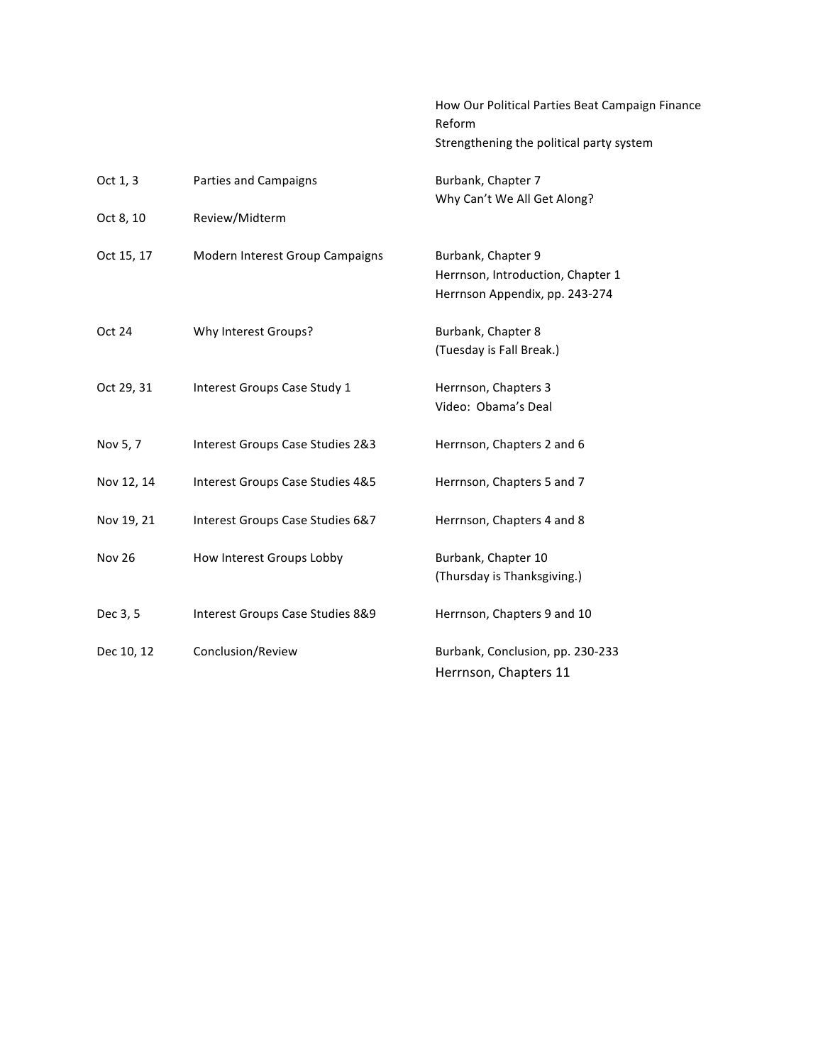| | | |
|---|---|---|
| | | How Our Political Parties Beat Campaign Finance Reform<br>Strengthening the political party system |
| Oct 1, 3 | Parties and Campaigns | Burbank, Chapter 7<br>Why Can't We All Get Along? |
| Oct 8, 10 | Review/Midterm | |
| Oct 15, 17 | Modern Interest Group Campaigns | Burbank, Chapter 9<br>Herrnson, Introduction, Chapter 1<br>Herrnson Appendix, pp. 243-274 |
| Oct 24 | Why Interest Groups? | Burbank, Chapter 8<br>(Tuesday is Fall Break.) |
| Oct 29, 31 | Interest Groups Case Study 1 | Herrnson, Chapters 3<br>Video: Obama's Deal |
| Nov 5, 7 | Interest Groups Case Studies 2&3 | Herrnson, Chapters 2 and 6 |
| Nov 12, 14 | Interest Groups Case Studies 4&5 | Herrnson, Chapters 5 and 7 |
| Nov 19, 21 | Interest Groups Case Studies 6&7 | Herrnson, Chapters 4 and 8 |
| Nov 26 | How Interest Groups Lobby | Burbank, Chapter 10<br>(Thursday is Thanksgiving.) |
| Dec 3, 5 | Interest Groups Case Studies 8&9 | Herrnson, Chapters 9 and 10 |
| Dec 10, 12 | Conclusion/Review | Burbank, Conclusion, pp. 230-233<br>Herrnson, Chapters 11 |